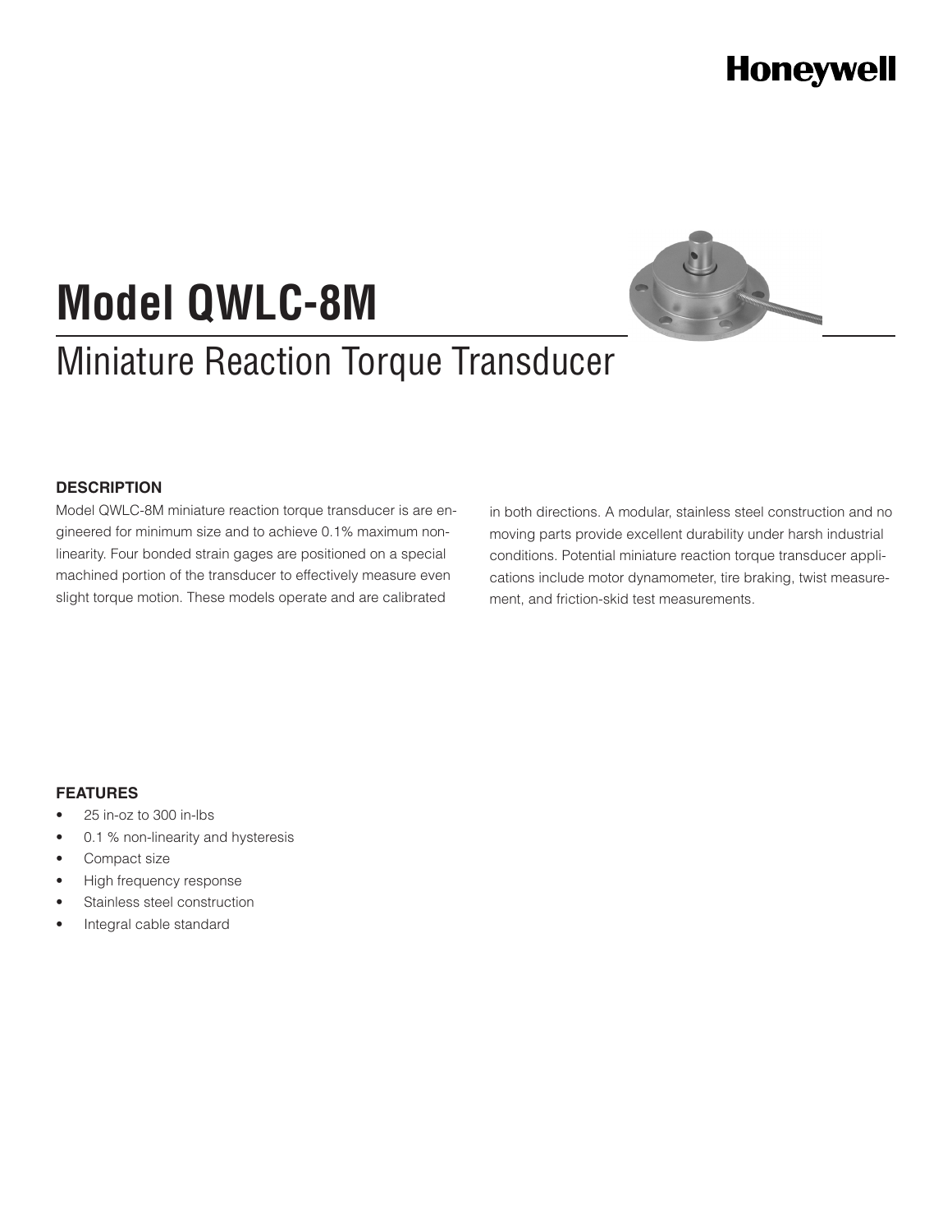# Model QWLC-8M

## Miniature Reaction Torque Transducer

### DESCRIPTION

Model QWLC-8M miniature reaction torque transducer is are engineered for minimum size and to achieve 0.1% maximum non-linearity. Four bonded strain gages are positioned on a special machined portion of the transducer to effectively measure even slight torque motion. These models operate and are calibrated in both directions. A modular, stainless steel construction and no moving parts provide excellent durability under harsh industrial conditions. Potential miniature reaction torque transducer applications include motor dynamometer, tire braking, twist measurement, and friction-skid test measurements.

### FEATURES

- 25 in-oz to 300 in-lbs
- 0.1 % non-linearity and hysteresis
- Compact size
- High frequency response
- Stainless steel construction
- Integral cable standard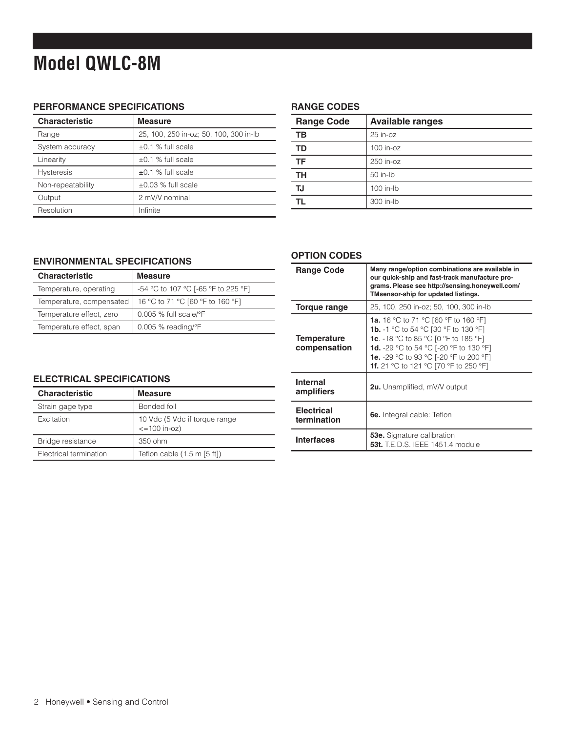# Model QWLC-8M

## PERFORMANCE SPECIFICATIONS

| Characteristic | Measure |
|---|---|
| Range | 25, 100, 250 in-oz; 50, 100, 300 in-lb |
| System accuracy | ±0.1 % full scale |
| Linearity | ±0.1 % full scale |
| Hysteresis | ±0.1 % full scale |
| Non-repeatability | ±0.03 % full scale |
| Output | 2 mV/V nominal |
| Resolution | Infinite |

## RANGE CODES

| Range Code | Available ranges |
|---|---|
| **TB** | 25 in-oz |
| **TD** | 100 in-oz |
| **TF** | 250 in-oz |
| **TH** | 50 in-lb |
| **TJ** | 100 in-lb |
| **TL** | 300 in-lb |

## ENVIRONMENTAL SPECIFICATIONS

| Characteristic | Measure |
|---|---|
| Temperature, operating | -54 °C to 107 °C [-65 °F to 225 °F] |
| Temperature, compensated | 16 °C to 71 °C [60 °F to 160 °F] |
| Temperature effect, zero | 0.005 % full scale/°F |
| Temperature effect, span | 0.005 % reading/°F |

## ELECTRICAL SPECIFICATIONS

| Characteristic | Measure |
|---|---|
| Strain gage type | Bonded foil |
| Excitation | 10 Vdc (5 Vdc if torque range <=100 in-oz) |
| Bridge resistance | 350 ohm |
| Electrical termination | Teflon cable (1.5 m [5 ft]) |

## OPTION CODES

| Range Code | **Many range/option combinations are available in our quick-ship and fast-track manufacture programs. Please see http://sensing.honeywell.com/TMsensor-ship for updated listings.** |
|---|---|
| **Torque range** | 25, 100, 250 in-oz; 50, 100, 300 in-lb |
| **Temperature compensation** | **1a.** 16 °C to 71 °C [60 °F to 160 °F]<br>**1b.** -1 °C to 54 °C [30 °F to 130 °F]<br>**1c**. -18 °C to 85 °C [0 °F to 185 °F]<br>**1d.** -29 °C to 54 °C [-20 °F to 130 °F]<br>**1e.** -29 °C to 93 °C [-20 °F to 200 °F]<br>**1f.** 21 °C to 121 °C [70 °F to 250 °F] |
| **Internal amplifiers** | **2u.** Unamplified, mV/V output |
| **Electrical termination** | **6e.** Integral cable: Teflon |
| **Interfaces** | **53e.** Signature calibration<br>**53t.** T.E.D.S. IEEE 1451.4 module |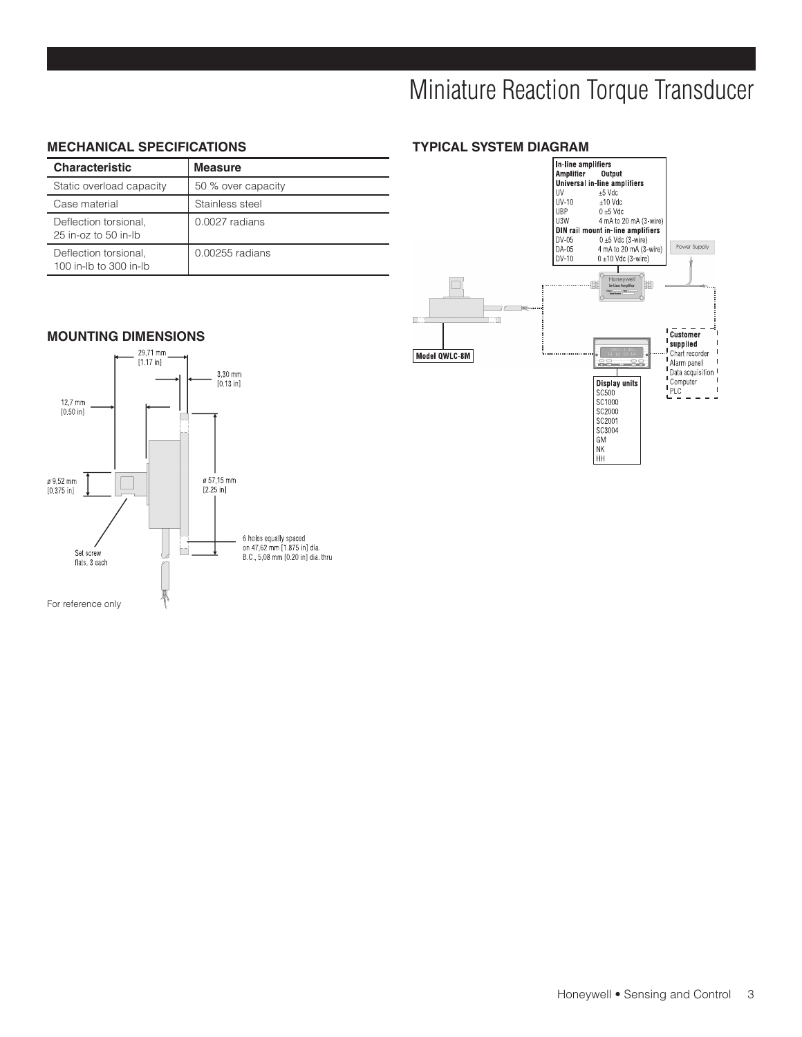# Miniature Reaction Torque Transducer

## MECHANICAL SPECIFICATIONS

| Characteristic | Measure |
|---|---|
| Static overload capacity | 50 % over capacity |
| Case material | Stainless steel |
| Deflection torsional, 25 in-oz to 50 in-lb | 0.0027 radians |
| Deflection torsional, 100 in-lb to 300 in-lb | 0.00255 radians |

## MOUNTING DIMENSIONS

29,71 mm [1.17 in]

3,30 mm [0.13 in]

12,7 mm [0.50 in]

ø 9,52 mm [0.375 in]

ø 57,15 mm [2.25 in]

6 holes equally spaced on 47,62 mm [1.875 in] dia. B.C., 5,08 mm [0.20 in] dia. thru

Set screw flats, 3 each

For reference only

## TYPICAL SYSTEM DIAGRAM

**In-line amplifiers**

| Amplifier | Output |
|---|---|
| **Universal in-line amplifiers** | |
| UV | ±5 Vdc |
| UV-10 | ±10 Vdc |
| UBP | 0 ±5 Vdc |
| U3W | 4 mA to 20 mA (3-wire) |
| **DIN rail mount in-line amplifiers** | |
| DV-05 | 0 ±5 Vdc (3-wire) |
| DA-05 | 4 mA to 20 mA (3-wire) |
| DV-10 | 0 ±10 Vdc (3-wire) |

Power Supply

Model QWLC-8M

**Display units**
- SC500
- SC1000
- SC2000
- SC2001
- SC3004
- GM
- NK
- HH

**Customer supplied**
- Chart recorder
- Alarm panel
- Data acquisition
- Computer
- PLC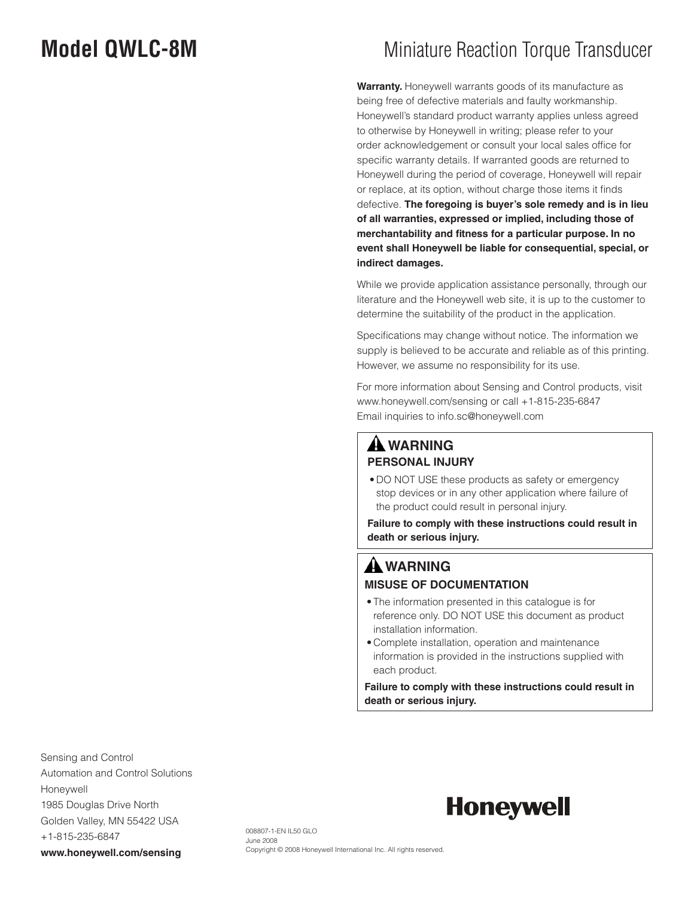# Model QWLC-8M

## Miniature Reaction Torque Transducer

**Warranty.** Honeywell warrants goods of its manufacture as being free of defective materials and faulty workmanship. Honeywell's standard product warranty applies unless agreed to otherwise by Honeywell in writing; please refer to your order acknowledgement or consult your local sales office for specific warranty details. If warranted goods are returned to Honeywell during the period of coverage, Honeywell will repair or replace, at its option, without charge those items it finds defective. **The foregoing is buyer's sole remedy and is in lieu of all warranties, expressed or implied, including those of merchantability and fitness for a particular purpose. In no event shall Honeywell be liable for consequential, special, or indirect damages.**

While we provide application assistance personally, through our literature and the Honeywell web site, it is up to the customer to determine the suitability of the product in the application.

Specifications may change without notice. The information we supply is believed to be accurate and reliable as of this printing. However, we assume no responsibility for its use.

For more information about Sensing and Control products, visit www.honeywell.com/sensing or call +1-815-235-6847
Email inquiries to info.sc@honeywell.com

### ⚠ WARNING

**PERSONAL INJURY**

- DO NOT USE these products as safety or emergency stop devices or in any other application where failure of the product could result in personal injury.

**Failure to comply with these instructions could result in death or serious injury.**

### ⚠ WARNING

**MISUSE OF DOCUMENTATION**

- The information presented in this catalogue is for reference only. DO NOT USE this document as product installation information.
- Complete installation, operation and maintenance information is provided in the instructions supplied with each product.

**Failure to comply with these instructions could result in death or serious injury.**

Sensing and Control
Automation and Control Solutions
Honeywell
1985 Douglas Drive North
Golden Valley, MN 55422 USA
+1-815-235-6847
**www.honeywell.com/sensing**

008807-1-EN IL50 GLO
June 2008
Copyright © 2008 Honeywell International Inc. All rights reserved.

**Honeywell**